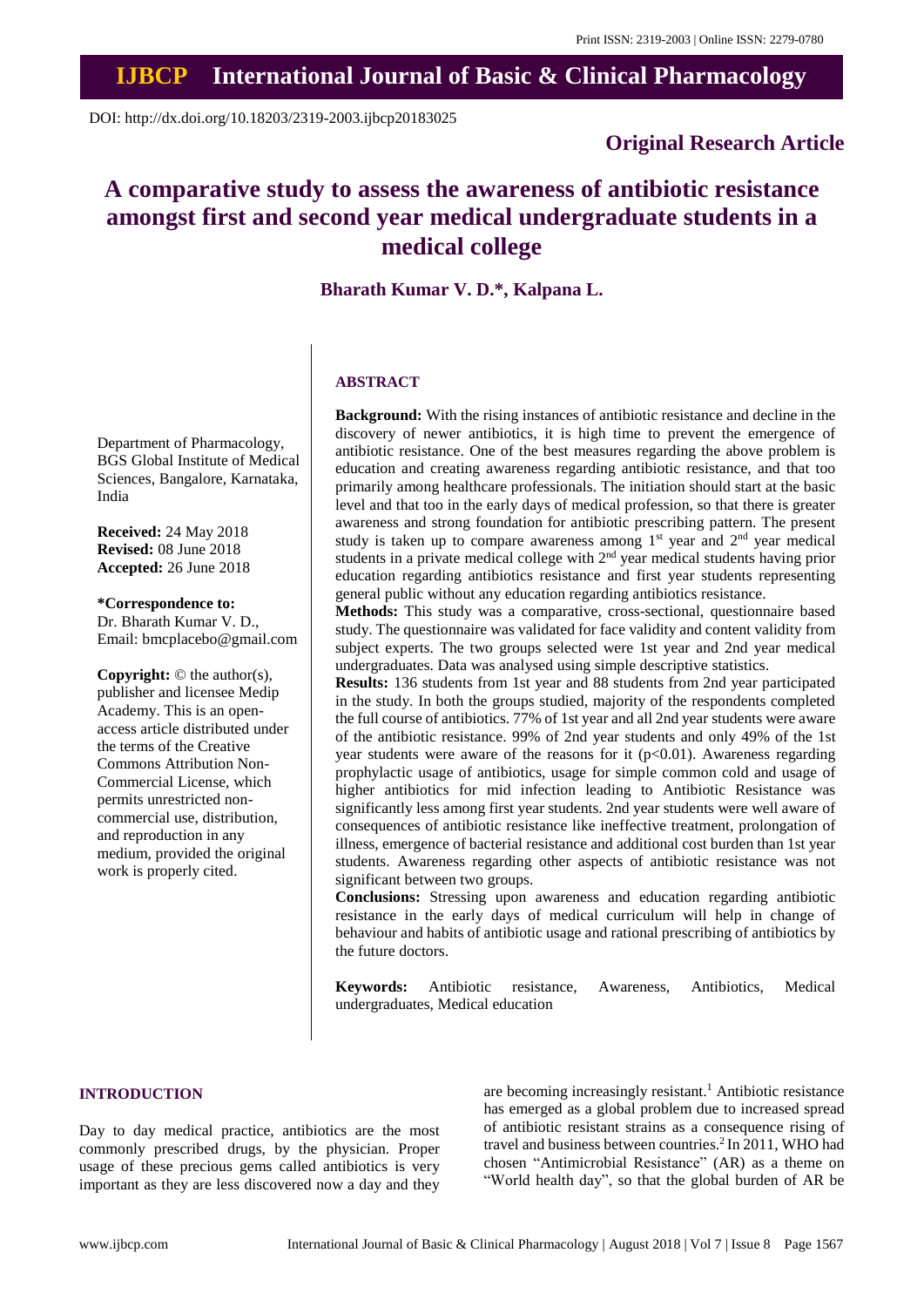Print ISSN: 2319-2003 | Online ISSN: 2279-0780

# IJBCP International Journal of Basic & Clinical Pharmacology

DOI: http://dx.doi.org/10.18203/2319-2003.ijbcp20183025

**Original Research Article**

# A comparative study to assess the awareness of antibiotic resistance amongst first and second year medical undergraduate students in a medical college

**Bharath Kumar V. D.*, Kalpana L.**

Department of Pharmacology, BGS Global Institute of Medical Sciences, Bangalore, Karnataka, India

**Received:** 24 May 2018
**Revised:** 08 June 2018
**Accepted:** 26 June 2018

**\*Correspondence to:**
Dr. Bharath Kumar V. D.,
Email: bmcplacebo@gmail.com

**Copyright:** © the author(s), publisher and licensee Medip Academy. This is an open-access article distributed under the terms of the Creative Commons Attribution Non-Commercial License, which permits unrestricted non-commercial use, distribution, and reproduction in any medium, provided the original work is properly cited.

## ABSTRACT

**Background:** With the rising instances of antibiotic resistance and decline in the discovery of newer antibiotics, it is high time to prevent the emergence of antibiotic resistance. One of the best measures regarding the above problem is education and creating awareness regarding antibiotic resistance, and that too primarily among healthcare professionals. The initiation should start at the basic level and that too in the early days of medical profession, so that there is greater awareness and strong foundation for antibiotic prescribing pattern. The present study is taken up to compare awareness among 1$^{st}$ year and 2$^{nd}$ year medical students in a private medical college with 2$^{nd}$ year medical students having prior education regarding antibiotics resistance and first year students representing general public without any education regarding antibiotics resistance.

**Methods:** This study was a comparative, cross-sectional, questionnaire based study. The questionnaire was validated for face validity and content validity from subject experts. The two groups selected were 1st year and 2nd year medical undergraduates. Data was analysed using simple descriptive statistics.

**Results:** 136 students from 1st year and 88 students from 2nd year participated in the study. In both the groups studied, majority of the respondents completed the full course of antibiotics. 77% of 1st year and all 2nd year students were aware of the antibiotic resistance. 99% of 2nd year students and only 49% of the 1st year students were aware of the reasons for it ($p<0.01$). Awareness regarding prophylactic usage of antibiotics, usage for simple common cold and usage of higher antibiotics for mid infection leading to Antibiotic Resistance was significantly less among first year students. 2nd year students were well aware of consequences of antibiotic resistance like ineffective treatment, prolongation of illness, emergence of bacterial resistance and additional cost burden than 1st year students. Awareness regarding other aspects of antibiotic resistance was not significant between two groups.

**Conclusions:** Stressing upon awareness and education regarding antibiotic resistance in the early days of medical curriculum will help in change of behaviour and habits of antibiotic usage and rational prescribing of antibiotics by the future doctors.

**Keywords:** Antibiotic resistance, Awareness, Antibiotics, Medical undergraduates, Medical education

## INTRODUCTION

Day to day medical practice, antibiotics are the most commonly prescribed drugs, by the physician. Proper usage of these precious gems called antibiotics is very important as they are less discovered now a day and they are becoming increasingly resistant.[1] Antibiotic resistance has emerged as a global problem due to increased spread of antibiotic resistant strains as a consequence rising of travel and business between countries.[2] In 2011, WHO had chosen "Antimicrobial Resistance" (AR) as a theme on "World health day", so that the global burden of AR be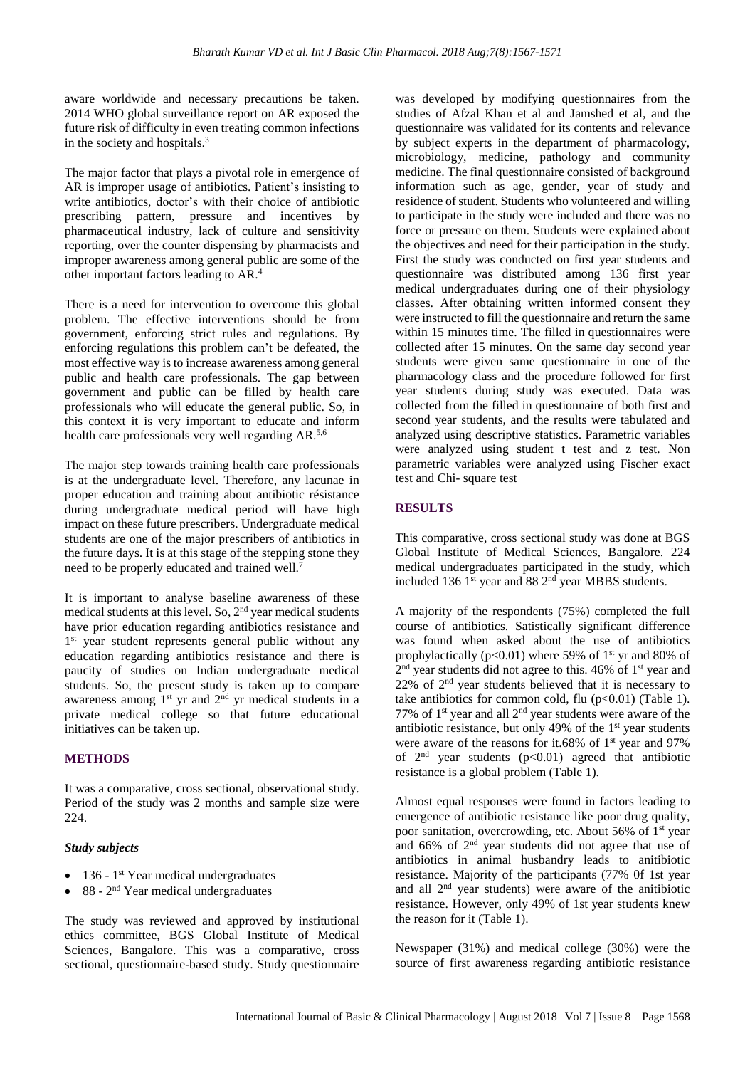aware worldwide and necessary precautions be taken. 2014 WHO global surveillance report on AR exposed the future risk of difficulty in even treating common infections in the society and hospitals.[3]

The major factor that plays a pivotal role in emergence of AR is improper usage of antibiotics. Patient's insisting to write antibiotics, doctor's with their choice of antibiotic prescribing pattern, pressure and incentives by pharmaceutical industry, lack of culture and sensitivity reporting, over the counter dispensing by pharmacists and improper awareness among general public are some of the other important factors leading to AR.[4]

There is a need for intervention to overcome this global problem. The effective interventions should be from government, enforcing strict rules and regulations. By enforcing regulations this problem can't be defeated, the most effective way is to increase awareness among general public and health care professionals. The gap between government and public can be filled by health care professionals who will educate the general public. So, in this context it is very important to educate and inform health care professionals very well regarding AR.[5,6]

The major step towards training health care professionals is at the undergraduate level. Therefore, any lacunae in proper education and training about antibiotic résistance during undergraduate medical period will have high impact on these future prescribers. Undergraduate medical students are one of the major prescribers of antibiotics in the future days. It is at this stage of the stepping stone they need to be properly educated and trained well.[7]

It is important to analyse baseline awareness of these medical students at this level. So, 2[nd] year medical students have prior education regarding antibiotics resistance and 1[st] year student represents general public without any education regarding antibiotics resistance and there is paucity of studies on Indian undergraduate medical students. So, the present study is taken up to compare awareness among 1[st] yr and 2[nd] yr medical students in a private medical college so that future educational initiatives can be taken up.

## METHODS

It was a comparative, cross sectional, observational study. Period of the study was 2 months and sample size were 224.

### *Study subjects*

- 136 - 1[st] Year medical undergraduates
- 88 - 2[nd] Year medical undergraduates

The study was reviewed and approved by institutional ethics committee, BGS Global Institute of Medical Sciences, Bangalore. This was a comparative, cross sectional, questionnaire-based study. Study questionnaire was developed by modifying questionnaires from the studies of Afzal Khan et al and Jamshed et al, and the questionnaire was validated for its contents and relevance by subject experts in the department of pharmacology, microbiology, medicine, pathology and community medicine. The final questionnaire consisted of background information such as age, gender, year of study and residence of student. Students who volunteered and willing to participate in the study were included and there was no force or pressure on them. Students were explained about the objectives and need for their participation in the study. First the study was conducted on first year students and questionnaire was distributed among 136 first year medical undergraduates during one of their physiology classes. After obtaining written informed consent they were instructed to fill the questionnaire and return the same within 15 minutes time. The filled in questionnaires were collected after 15 minutes. On the same day second year students were given same questionnaire in one of the pharmacology class and the procedure followed for first year students during study was executed. Data was collected from the filled in questionnaire of both first and second year students, and the results were tabulated and analyzed using descriptive statistics. Parametric variables were analyzed using student t test and z test. Non parametric variables were analyzed using Fischer exact test and Chi- square test

## RESULTS

This comparative, cross sectional study was done at BGS Global Institute of Medical Sciences, Bangalore. 224 medical undergraduates participated in the study, which included 136 1[st] year and 88 2[nd] year MBBS students.

A majority of the respondents (75%) completed the full course of antibiotics. Satistically significant difference was found when asked about the use of antibiotics prophylactically ($p<0.01$) where 59% of 1[st] yr and 80% of 2[nd] year students did not agree to this. 46% of 1[st] year and 22% of 2[nd] year students believed that it is necessary to take antibiotics for common cold, flu ($p<0.01$) (Table 1). 77% of 1[st] year and all 2[nd] year students were aware of the antibiotic resistance, but only 49% of the 1[st] year students were aware of the reasons for it.68% of 1[st] year and 97% of 2[nd] year students ($p<0.01$) agreed that antibiotic resistance is a global problem (Table 1).

Almost equal responses were found in factors leading to emergence of antibiotic resistance like poor drug quality, poor sanitation, overcrowding, etc. About 56% of 1[st] year and 66% of 2[nd] year students did not agree that use of antibiotics in animal husbandry leads to anitibiotic resistance. Majority of the participants (77% 0f 1st year and all 2[nd] year students) were aware of the anitibiotic resistance. However, only 49% of 1st year students knew the reason for it (Table 1).

Newspaper (31%) and medical college (30%) were the source of first awareness regarding antibiotic resistance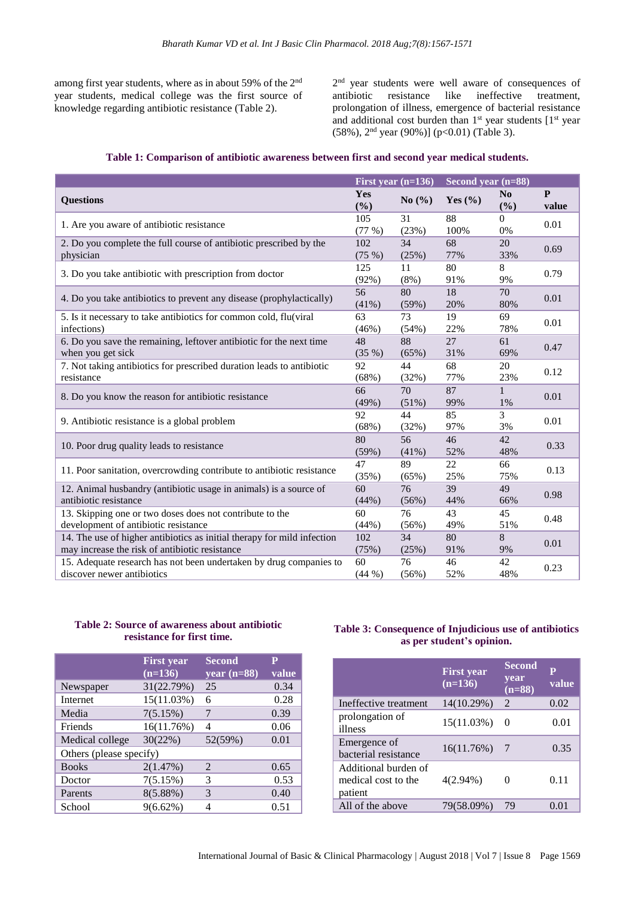among first year students, where as in about 59% of the 2nd year students, medical college was the first source of knowledge regarding antibiotic resistance (Table 2).

2nd year students were well aware of consequences of antibiotic resistance like ineffective treatment, prolongation of illness, emergence of bacterial resistance and additional cost burden than 1st year students [1st year (58%), 2nd year (90%)] (p<0.01) (Table 3).

**Table 1: Comparison of antibiotic awareness between first and second year medical students.**

| Questions | First year (n=136) | | Second year (n=88) | | |
|---|---|---|---|---|---|
| | Yes (%) | No (%) | Yes (%) | No (%) | P value |
| 1. Are you aware of antibiotic resistance | 105 (77 %) | 31 (23%) | 88 100% | 0 0% | 0.01 |
| 2. Do you complete the full course of antibiotic prescribed by the physician | 102 (75 %) | 34 (25%) | 68 77% | 20 33% | 0.69 |
| 3. Do you take antibiotic with prescription from doctor | 125 (92%) | 11 (8%) | 80 91% | 8 9% | 0.79 |
| 4. Do you take antibiotics to prevent any disease (prophylactically) | 56 (41%) | 80 (59%) | 18 20% | 70 80% | 0.01 |
| 5. Is it necessary to take antibiotics for common cold, flu(viral infections) | 63 (46%) | 73 (54%) | 19 22% | 69 78% | 0.01 |
| 6. Do you save the remaining, leftover antibiotic for the next time when you get sick | 48 (35 %) | 88 (65%) | 27 31% | 61 69% | 0.47 |
| 7. Not taking antibiotics for prescribed duration leads to antibiotic resistance | 92 (68%) | 44 (32%) | 68 77% | 20 23% | 0.12 |
| 8. Do you know the reason for antibiotic resistance | 66 (49%) | 70 (51%) | 87 99% | 1 1% | 0.01 |
| 9. Antibiotic resistance is a global problem | 92 (68%) | 44 (32%) | 85 97% | 3 3% | 0.01 |
| 10. Poor drug quality leads to resistance | 80 (59%) | 56 (41%) | 46 52% | 42 48% | 0.33 |
| 11. Poor sanitation, overcrowding contribute to antibiotic resistance | 47 (35%) | 89 (65%) | 22 25% | 66 75% | 0.13 |
| 12. Animal husbandry (antibiotic usage in animals) is a source of antibiotic resistance | 60 (44%) | 76 (56%) | 39 44% | 49 66% | 0.98 |
| 13. Skipping one or two doses does not contribute to the development of antibiotic resistance | 60 (44%) | 76 (56%) | 43 49% | 45 51% | 0.48 |
| 14. The use of higher antibiotics as initial therapy for mild infection may increase the risk of antibiotic resistance | 102 (75%) | 34 (25%) | 80 91% | 8 9% | 0.01 |
| 15. Adequate research has not been undertaken by drug companies to discover newer antibiotics | 60 (44 %) | 76 (56%) | 46 52% | 42 48% | 0.23 |

**Table 2: Source of awareness about antibiotic resistance for first time.**

| | First year (n=136) | Second year (n=88) | P value |
|---|---|---|---|
| Newspaper | 31(22.79%) | 25 | 0.34 |
| Internet | 15(11.03%) | 6 | 0.28 |
| Media | 7(5.15%) | 7 | 0.39 |
| Friends | 16(11.76%) | 4 | 0.06 |
| Medical college | 30(22%) | 52(59%) | 0.01 |
| Others (please specify) | | | |
| Books | 2(1.47%) | 2 | 0.65 |
| Doctor | 7(5.15%) | 3 | 0.53 |
| Parents | 8(5.88%) | 3 | 0.40 |
| School | 9(6.62%) | 4 | 0.51 |

**Table 3: Consequence of Injudicious use of antibiotics as per student's opinion.**

| | First year (n=136) | Second year (n=88) | P value |
|---|---|---|---|
| Ineffective treatment | 14(10.29%) | 2 | 0.02 |
| prolongation of illness | 15(11.03%) | 0 | 0.01 |
| Emergence of bacterial resistance | 16(11.76%) | 7 | 0.35 |
| Additional burden of medical cost to the patient | 4(2.94%) | 0 | 0.11 |
| All of the above | 79(58.09%) | 79 | 0.01 |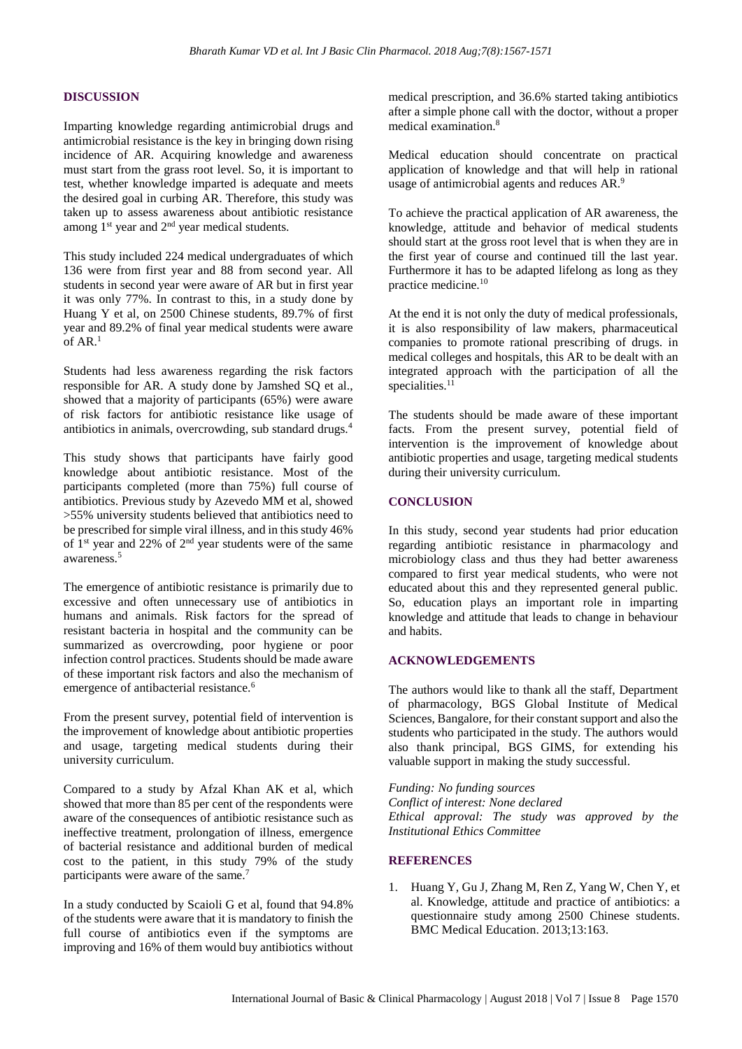## DISCUSSION

Imparting knowledge regarding antimicrobial drugs and antimicrobial resistance is the key in bringing down rising incidence of AR. Acquiring knowledge and awareness must start from the grass root level. So, it is important to test, whether knowledge imparted is adequate and meets the desired goal in curbing AR. Therefore, this study was taken up to assess awareness about antibiotic resistance among 1st year and 2nd year medical students.

This study included 224 medical undergraduates of which 136 were from first year and 88 from second year. All students in second year were aware of AR but in first year it was only 77%. In contrast to this, in a study done by Huang Y et al, on 2500 Chinese students, 89.7% of first year and 89.2% of final year medical students were aware of AR.[1]

Students had less awareness regarding the risk factors responsible for AR. A study done by Jamshed SQ et al., showed that a majority of participants (65%) were aware of risk factors for antibiotic resistance like usage of antibiotics in animals, overcrowding, sub standard drugs.[4]

This study shows that participants have fairly good knowledge about antibiotic resistance. Most of the participants completed (more than 75%) full course of antibiotics. Previous study by Azevedo MM et al, showed >55% university students believed that antibiotics need to be prescribed for simple viral illness, and in this study 46% of 1st year and 22% of 2nd year students were of the same awareness.[5]

The emergence of antibiotic resistance is primarily due to excessive and often unnecessary use of antibiotics in humans and animals. Risk factors for the spread of resistant bacteria in hospital and the community can be summarized as overcrowding, poor hygiene or poor infection control practices. Students should be made aware of these important risk factors and also the mechanism of emergence of antibacterial resistance.[6]

From the present survey, potential field of intervention is the improvement of knowledge about antibiotic properties and usage, targeting medical students during their university curriculum.

Compared to a study by Afzal Khan AK et al, which showed that more than 85 per cent of the respondents were aware of the consequences of antibiotic resistance such as ineffective treatment, prolongation of illness, emergence of bacterial resistance and additional burden of medical cost to the patient, in this study 79% of the study participants were aware of the same.[7]

In a study conducted by Scaioli G et al, found that 94.8% of the students were aware that it is mandatory to finish the full course of antibiotics even if the symptoms are improving and 16% of them would buy antibiotics without medical prescription, and 36.6% started taking antibiotics after a simple phone call with the doctor, without a proper medical examination.[8]

Medical education should concentrate on practical application of knowledge and that will help in rational usage of antimicrobial agents and reduces AR.[9]

To achieve the practical application of AR awareness, the knowledge, attitude and behavior of medical students should start at the gross root level that is when they are in the first year of course and continued till the last year. Furthermore it has to be adapted lifelong as long as they practice medicine.[10]

At the end it is not only the duty of medical professionals, it is also responsibility of law makers, pharmaceutical companies to promote rational prescribing of drugs. in medical colleges and hospitals, this AR to be dealt with an integrated approach with the participation of all the specialities.[11]

The students should be made aware of these important facts. From the present survey, potential field of intervention is the improvement of knowledge about antibiotic properties and usage, targeting medical students during their university curriculum.

## CONCLUSION

In this study, second year students had prior education regarding antibiotic resistance in pharmacology and microbiology class and thus they had better awareness compared to first year medical students, who were not educated about this and they represented general public. So, education plays an important role in imparting knowledge and attitude that leads to change in behaviour and habits.

## ACKNOWLEDGEMENTS

The authors would like to thank all the staff, Department of pharmacology, BGS Global Institute of Medical Sciences, Bangalore, for their constant support and also the students who participated in the study. The authors would also thank principal, BGS GIMS, for extending his valuable support in making the study successful.

*Funding: No funding sources*
*Conflict of interest: None declared*
*Ethical approval: The study was approved by the Institutional Ethics Committee*

## REFERENCES

1. Huang Y, Gu J, Zhang M, Ren Z, Yang W, Chen Y, et al. Knowledge, attitude and practice of antibiotics: a questionnaire study among 2500 Chinese students. BMC Medical Education. 2013;13:163.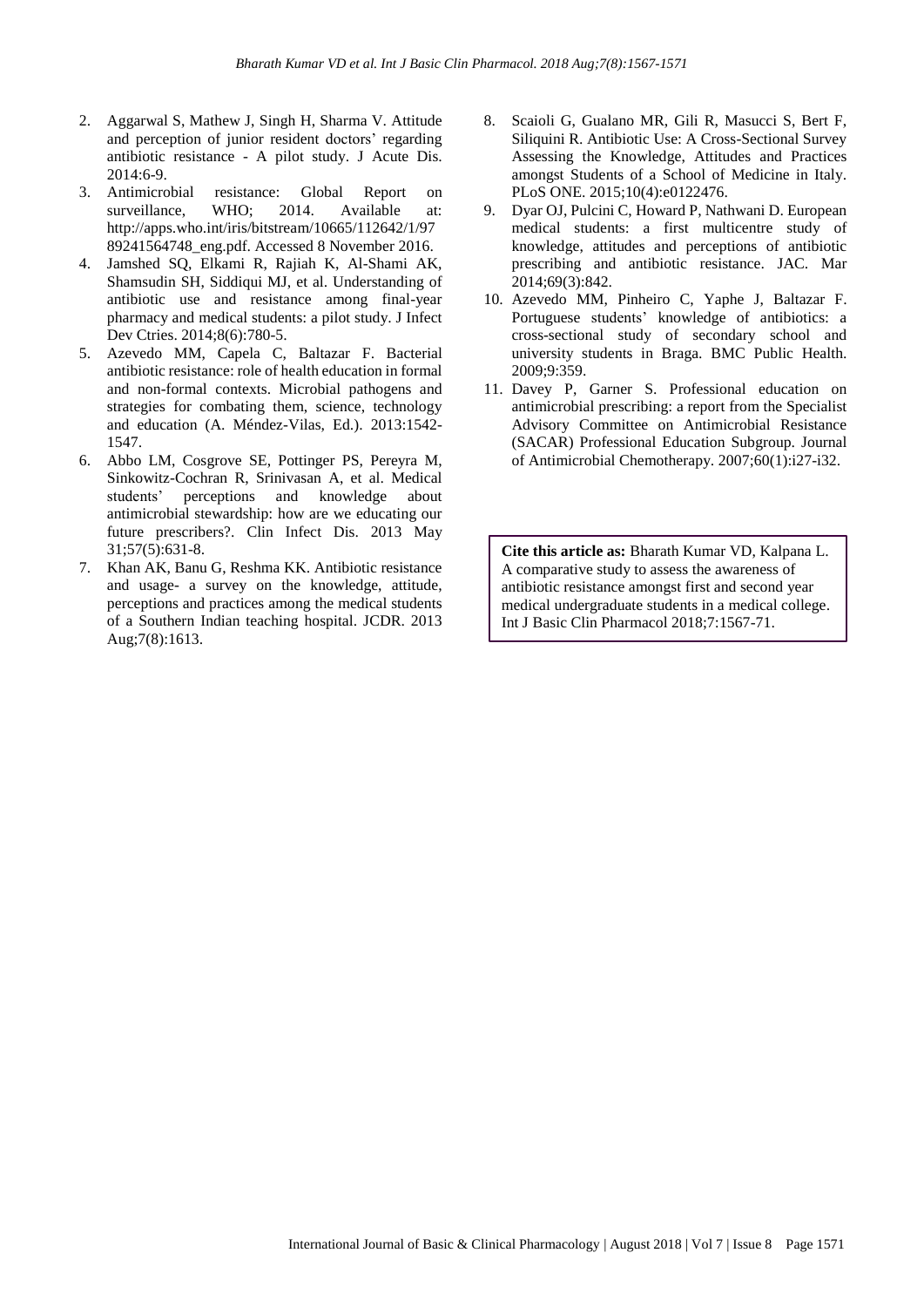2. Aggarwal S, Mathew J, Singh H, Sharma V. Attitude and perception of junior resident doctors' regarding antibiotic resistance - A pilot study. J Acute Dis. 2014:6-9.
3. Antimicrobial resistance: Global Report on surveillance, WHO; 2014. Available at: http://apps.who.int/iris/bitstream/10665/112642/1/9789241564748_eng.pdf. Accessed 8 November 2016.
4. Jamshed SQ, Elkami R, Rajiah K, Al-Shami AK, Shamsudin SH, Siddiqui MJ, et al. Understanding of antibiotic use and resistance among final-year pharmacy and medical students: a pilot study. J Infect Dev Ctries. 2014;8(6):780-5.
5. Azevedo MM, Capela C, Baltazar F. Bacterial antibiotic resistance: role of health education in formal and non-formal contexts. Microbial pathogens and strategies for combating them, science, technology and education (A. Méndez-Vilas, Ed.). 2013:1542-1547.
6. Abbo LM, Cosgrove SE, Pottinger PS, Pereyra M, Sinkowitz-Cochran R, Srinivasan A, et al. Medical students' perceptions and knowledge about antimicrobial stewardship: how are we educating our future prescribers?. Clin Infect Dis. 2013 May 31;57(5):631-8.
7. Khan AK, Banu G, Reshma KK. Antibiotic resistance and usage- a survey on the knowledge, attitude, perceptions and practices among the medical students of a Southern Indian teaching hospital. JCDR. 2013 Aug;7(8):1613.
8. Scaioli G, Gualano MR, Gili R, Masucci S, Bert F, Siliquini R. Antibiotic Use: A Cross-Sectional Survey Assessing the Knowledge, Attitudes and Practices amongst Students of a School of Medicine in Italy. PLoS ONE. 2015;10(4):e0122476.
9. Dyar OJ, Pulcini C, Howard P, Nathwani D. European medical students: a first multicentre study of knowledge, attitudes and perceptions of antibiotic prescribing and antibiotic resistance. JAC. Mar 2014;69(3):842.
10. Azevedo MM, Pinheiro C, Yaphe J, Baltazar F. Portuguese students' knowledge of antibiotics: a cross-sectional study of secondary school and university students in Braga. BMC Public Health. 2009;9:359.
11. Davey P, Garner S. Professional education on antimicrobial prescribing: a report from the Specialist Advisory Committee on Antimicrobial Resistance (SACAR) Professional Education Subgroup. Journal of Antimicrobial Chemotherapy. 2007;60(1):i27-i32.

**Cite this article as:** Bharath Kumar VD, Kalpana L. A comparative study to assess the awareness of antibiotic resistance amongst first and second year medical undergraduate students in a medical college. Int J Basic Clin Pharmacol 2018;7:1567-71.